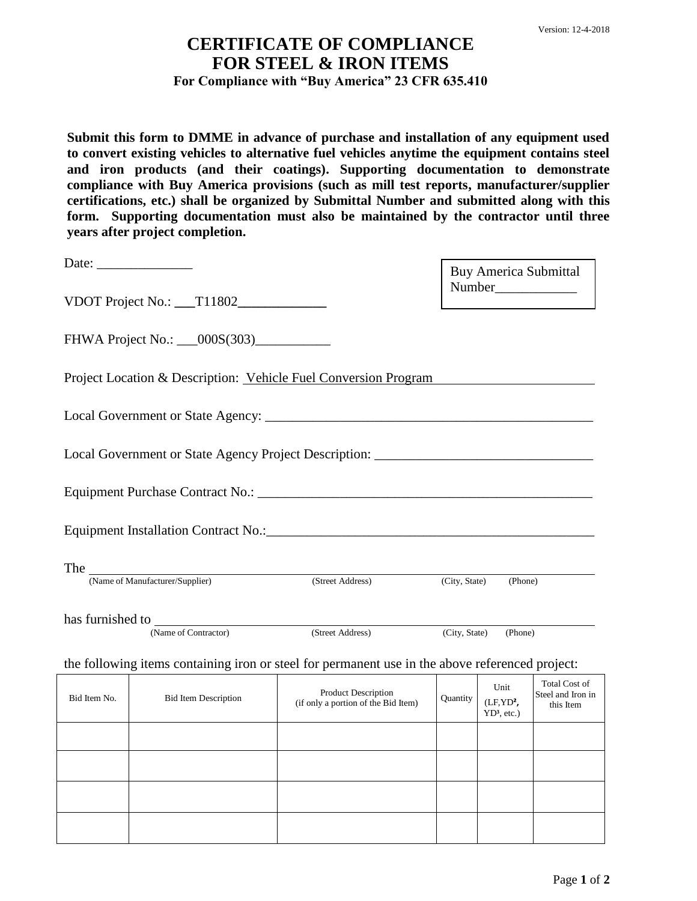Version: 12-4-2018

# CERTIFICATE OF COMPLIANCE
# FOR STEEL & IRON ITEMS

### For Compliance with "Buy America" 23 CFR 635.410

**Submit this form to DMME in advance of purchase and installation of any equipment used to convert existing vehicles to alternative fuel vehicles anytime the equipment contains steel and iron products (and their coatings). Supporting documentation to demonstrate compliance with Buy America provisions (such as mill test reports, manufacturer/supplier certifications, etc.) shall be organized by Submittal Number and submitted along with this form. Supporting documentation must also be maintained by the contractor until three years after project completion.**

Date: ______________

Buy America Submittal Number____________

VDOT Project No.: ___T11802_____________

FHWA Project No.: ___000S(303)___________

Project Location & Description: Vehicle Fuel Conversion Program

Local Government or State Agency: _________________________________________________

Local Government or State Agency Project Description: _______________________________

Equipment Purchase Contract No.: __________________________________________________

Equipment Installation Contract No.:_________________________________________________

The ________________________________________________________________________
(Name of Manufacturer/Supplier) (Street Address) (City, State) (Phone)

has furnished to _______________________________________________________________
(Name of Contractor) (Street Address) (City, State) (Phone)

the following items containing iron or steel for permanent use in the above referenced project:

| Bid Item No. | Bid Item Description | Product Description (if only a portion of the Bid Item) | Quantity | Unit (LF,$YD^2$, $YD^3$, etc.) | Total Cost of Steel and Iron in this Item |
|---|---|---|---|---|---|
| | | | | | |
| | | | | | |
| | | | | | |
| | | | | | |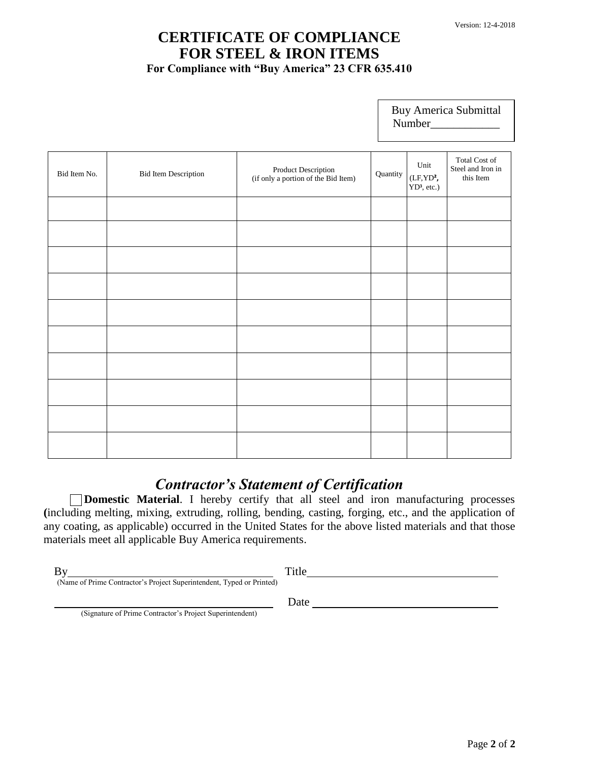Version: 12-4-2018

# CERTIFICATE OF COMPLIANCE
# FOR STEEL & IRON ITEMS
### For Compliance with "Buy America" 23 CFR 635.410

Buy America Submittal Number____________

| Bid Item No. | Bid Item Description | Product Description (if only a portion of the Bid Item) | Quantity | Unit (LF, $YD^2$, $YD^3$, etc.) | Total Cost of Steel and Iron in this Item |
|---|---|---|---|---|---|
| | | | | | |
| | | | | | |
| | | | | | |
| | | | | | |
| | | | | | |
| | | | | | |
| | | | | | |
| | | | | | |
| | | | | | |
| | | | | | |

## *Contractor's Statement of Certification*

☐ **Domestic Material**. I hereby certify that all steel and iron manufacturing processes **(**including melting, mixing, extruding, rolling, bending, casting, forging, etc., and the application of any coating, as applicable) occurred in the United States for the above listed materials and that those materials meet all applicable Buy America requirements.

By____________________________________ Title________________________________
(Name of Prime Contractor's Project Superintendent, Typed or Printed)

____________________________________ Date ________________________________
(Signature of Prime Contractor's Project Superintendent)